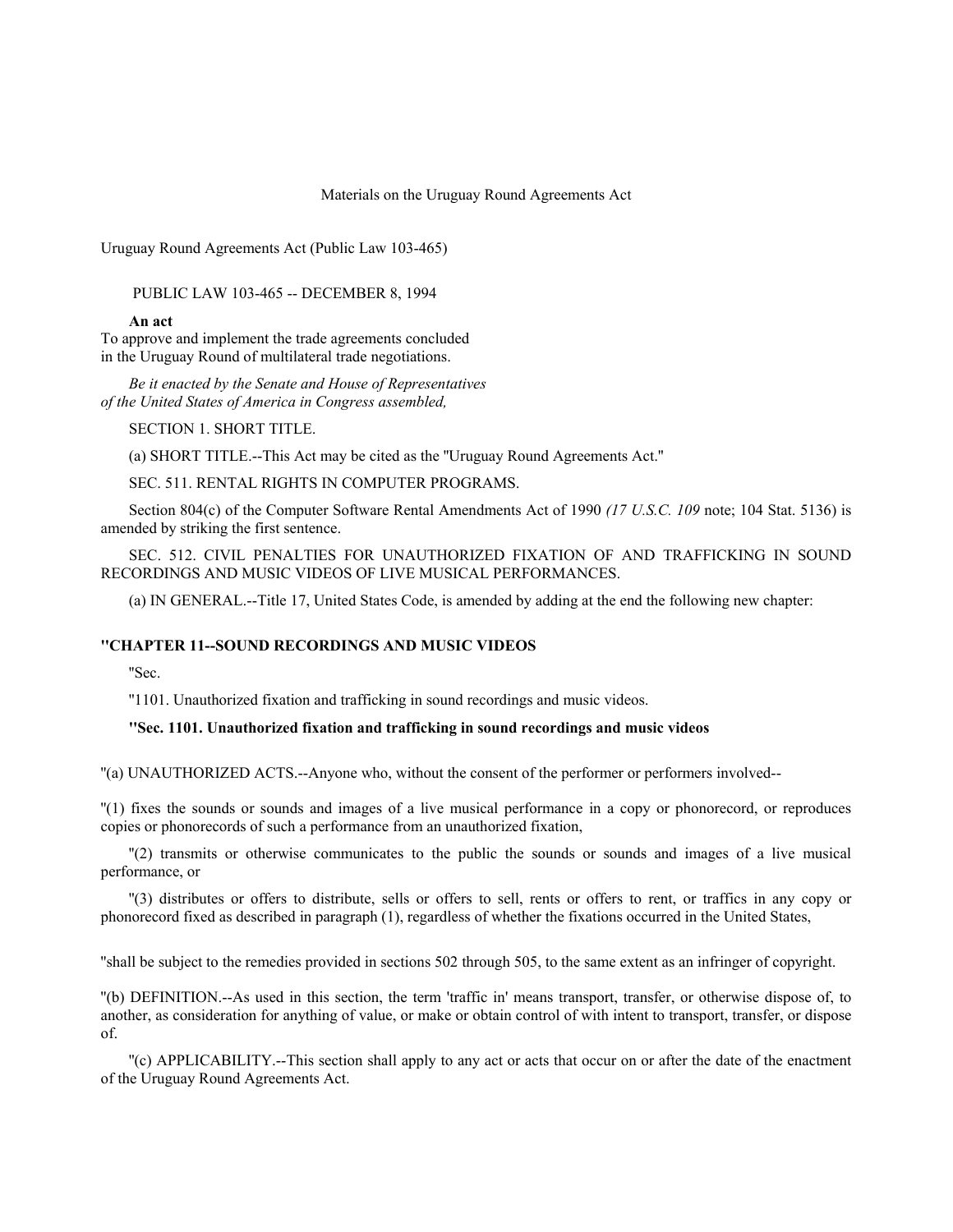Materials on the Uruguay Round Agreements Act

Uruguay Round Agreements Act (Public Law 103-465)

PUBLIC LAW 103-465 -- DECEMBER 8, 1994

**An act**
To approve and implement the trade agreements concluded in the Uruguay Round of multilateral trade negotiations.

*Be it enacted by the Senate and House of Representatives of the United States of America in Congress assembled,*

SECTION 1. SHORT TITLE.

(a) SHORT TITLE.--This Act may be cited as the "Uruguay Round Agreements Act."

SEC. 511. RENTAL RIGHTS IN COMPUTER PROGRAMS.

Section 804(c) of the Computer Software Rental Amendments Act of 1990 *(17 U.S.C. 109* note; 104 Stat. 5136) is amended by striking the first sentence.

SEC. 512. CIVIL PENALTIES FOR UNAUTHORIZED FIXATION OF AND TRAFFICKING IN SOUND RECORDINGS AND MUSIC VIDEOS OF LIVE MUSICAL PERFORMANCES.

(a) IN GENERAL.--Title 17, United States Code, is amended by adding at the end the following new chapter:

**"CHAPTER 11--SOUND RECORDINGS AND MUSIC VIDEOS**

"Sec.

"1101. Unauthorized fixation and trafficking in sound recordings and music videos.

**"Sec. 1101. Unauthorized fixation and trafficking in sound recordings and music videos**

"(a) UNAUTHORIZED ACTS.--Anyone who, without the consent of the performer or performers involved--

"(1) fixes the sounds or sounds and images of a live musical performance in a copy or phonorecord, or reproduces copies or phonorecords of such a performance from an unauthorized fixation,

"(2) transmits or otherwise communicates to the public the sounds or sounds and images of a live musical performance, or

"(3) distributes or offers to distribute, sells or offers to sell, rents or offers to rent, or traffics in any copy or phonorecord fixed as described in paragraph (1), regardless of whether the fixations occurred in the United States,

"shall be subject to the remedies provided in sections 502 through 505, to the same extent as an infringer of copyright.

"(b) DEFINITION.--As used in this section, the term 'traffic in' means transport, transfer, or otherwise dispose of, to another, as consideration for anything of value, or make or obtain control of with intent to transport, transfer, or dispose of.

"(c) APPLICABILITY.--This section shall apply to any act or acts that occur on or after the date of the enactment of the Uruguay Round Agreements Act.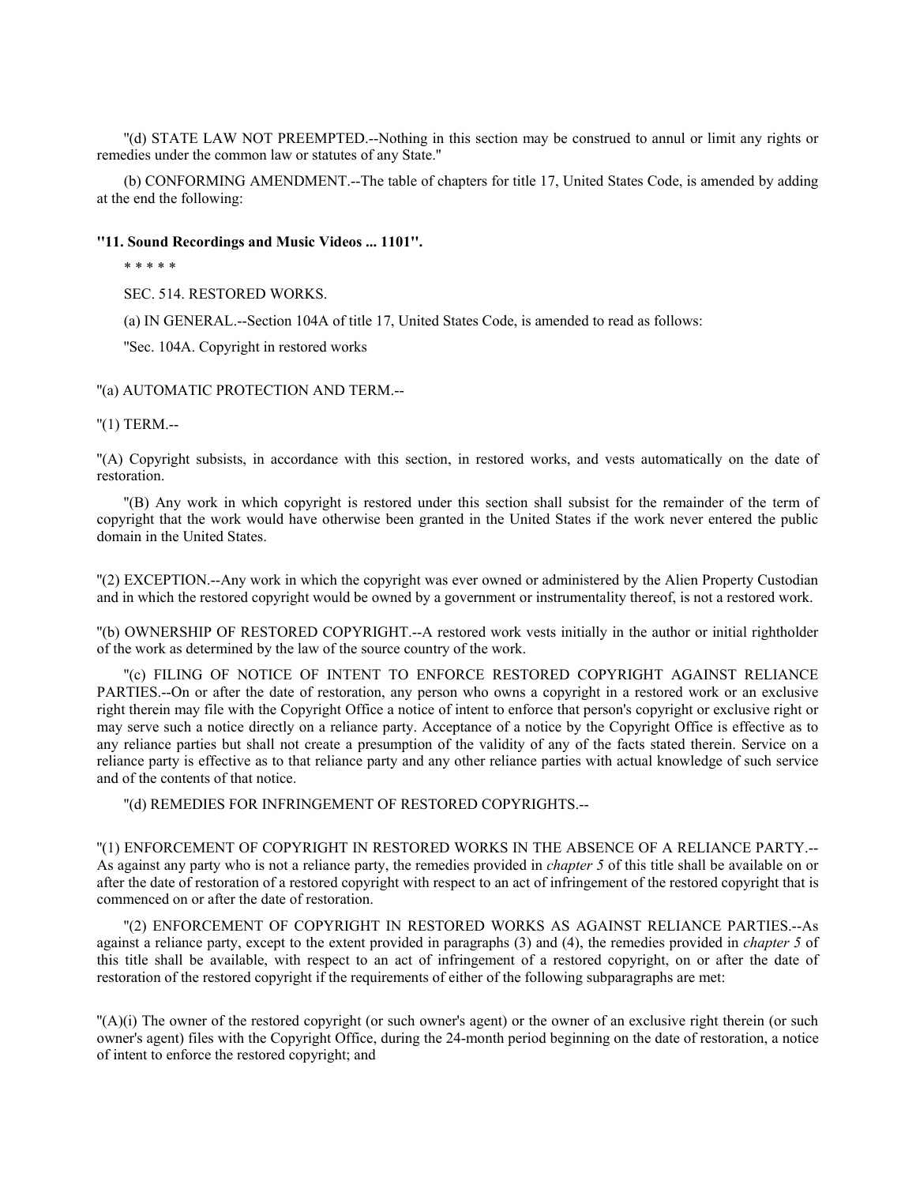"(d) STATE LAW NOT PREEMPTED.--Nothing in this section may be construed to annul or limit any rights or remedies under the common law or statutes of any State."

(b) CONFORMING AMENDMENT.--The table of chapters for title 17, United States Code, is amended by adding at the end the following:

**"11. Sound Recordings and Music Videos ... 1101".**

* * * * *

SEC. 514. RESTORED WORKS.

(a) IN GENERAL.--Section 104A of title 17, United States Code, is amended to read as follows:

"Sec. 104A. Copyright in restored works

"(a) AUTOMATIC PROTECTION AND TERM.--

"(1) TERM.--

"(A) Copyright subsists, in accordance with this section, in restored works, and vests automatically on the date of restoration.

"(B) Any work in which copyright is restored under this section shall subsist for the remainder of the term of copyright that the work would have otherwise been granted in the United States if the work never entered the public domain in the United States.

"(2) EXCEPTION.--Any work in which the copyright was ever owned or administered by the Alien Property Custodian and in which the restored copyright would be owned by a government or instrumentality thereof, is not a restored work.

"(b) OWNERSHIP OF RESTORED COPYRIGHT.--A restored work vests initially in the author or initial rightholder of the work as determined by the law of the source country of the work.

"(c) FILING OF NOTICE OF INTENT TO ENFORCE RESTORED COPYRIGHT AGAINST RELIANCE PARTIES.--On or after the date of restoration, any person who owns a copyright in a restored work or an exclusive right therein may file with the Copyright Office a notice of intent to enforce that person's copyright or exclusive right or may serve such a notice directly on a reliance party. Acceptance of a notice by the Copyright Office is effective as to any reliance parties but shall not create a presumption of the validity of any of the facts stated therein. Service on a reliance party is effective as to that reliance party and any other reliance parties with actual knowledge of such service and of the contents of that notice.

"(d) REMEDIES FOR INFRINGEMENT OF RESTORED COPYRIGHTS.--

"(1) ENFORCEMENT OF COPYRIGHT IN RESTORED WORKS IN THE ABSENCE OF A RELIANCE PARTY.--As against any party who is not a reliance party, the remedies provided in *chapter 5* of this title shall be available on or after the date of restoration of a restored copyright with respect to an act of infringement of the restored copyright that is commenced on or after the date of restoration.

"(2) ENFORCEMENT OF COPYRIGHT IN RESTORED WORKS AS AGAINST RELIANCE PARTIES.--As against a reliance party, except to the extent provided in paragraphs (3) and (4), the remedies provided in *chapter 5* of this title shall be available, with respect to an act of infringement of a restored copyright, on or after the date of restoration of the restored copyright if the requirements of either of the following subparagraphs are met:

"(A)(i) The owner of the restored copyright (or such owner's agent) or the owner of an exclusive right therein (or such owner's agent) files with the Copyright Office, during the 24-month period beginning on the date of restoration, a notice of intent to enforce the restored copyright; and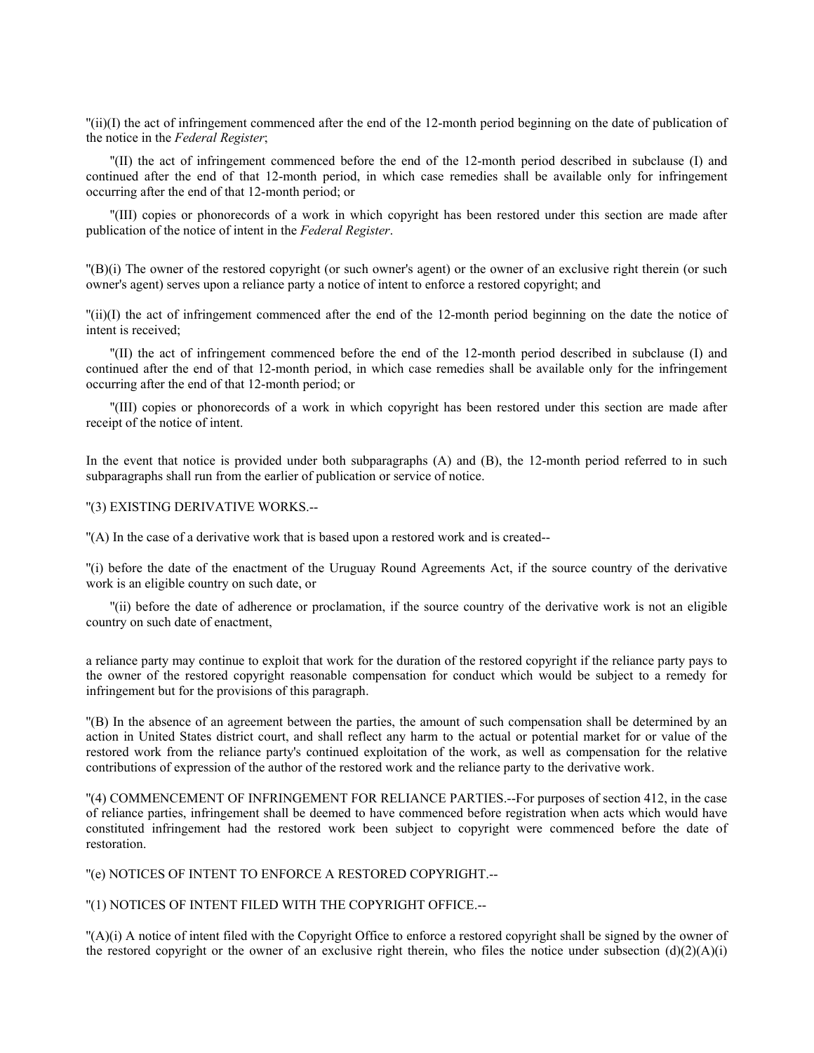"(ii)(I) the act of infringement commenced after the end of the 12-month period beginning on the date of publication of the notice in the *Federal Register*;

"(II) the act of infringement commenced before the end of the 12-month period described in subclause (I) and continued after the end of that 12-month period, in which case remedies shall be available only for infringement occurring after the end of that 12-month period; or

"(III) copies or phonorecords of a work in which copyright has been restored under this section are made after publication of the notice of intent in the *Federal Register*.

"(B)(i) The owner of the restored copyright (or such owner's agent) or the owner of an exclusive right therein (or such owner's agent) serves upon a reliance party a notice of intent to enforce a restored copyright; and

"(ii)(I) the act of infringement commenced after the end of the 12-month period beginning on the date the notice of intent is received;

"(II) the act of infringement commenced before the end of the 12-month period described in subclause (I) and continued after the end of that 12-month period, in which case remedies shall be available only for the infringement occurring after the end of that 12-month period; or

"(III) copies or phonorecords of a work in which copyright has been restored under this section are made after receipt of the notice of intent.

In the event that notice is provided under both subparagraphs (A) and (B), the 12-month period referred to in such subparagraphs shall run from the earlier of publication or service of notice.

"(3) EXISTING DERIVATIVE WORKS.--

"(A) In the case of a derivative work that is based upon a restored work and is created--

"(i) before the date of the enactment of the Uruguay Round Agreements Act, if the source country of the derivative work is an eligible country on such date, or

"(ii) before the date of adherence or proclamation, if the source country of the derivative work is not an eligible country on such date of enactment,

a reliance party may continue to exploit that work for the duration of the restored copyright if the reliance party pays to the owner of the restored copyright reasonable compensation for conduct which would be subject to a remedy for infringement but for the provisions of this paragraph.

"(B) In the absence of an agreement between the parties, the amount of such compensation shall be determined by an action in United States district court, and shall reflect any harm to the actual or potential market for or value of the restored work from the reliance party's continued exploitation of the work, as well as compensation for the relative contributions of expression of the author of the restored work and the reliance party to the derivative work.

"(4) COMMENCEMENT OF INFRINGEMENT FOR RELIANCE PARTIES.--For purposes of section 412, in the case of reliance parties, infringement shall be deemed to have commenced before registration when acts which would have constituted infringement had the restored work been subject to copyright were commenced before the date of restoration.

"(e) NOTICES OF INTENT TO ENFORCE A RESTORED COPYRIGHT.--

"(1) NOTICES OF INTENT FILED WITH THE COPYRIGHT OFFICE.--

"(A)(i) A notice of intent filed with the Copyright Office to enforce a restored copyright shall be signed by the owner of the restored copyright or the owner of an exclusive right therein, who files the notice under subsection (d)(2)(A)(i)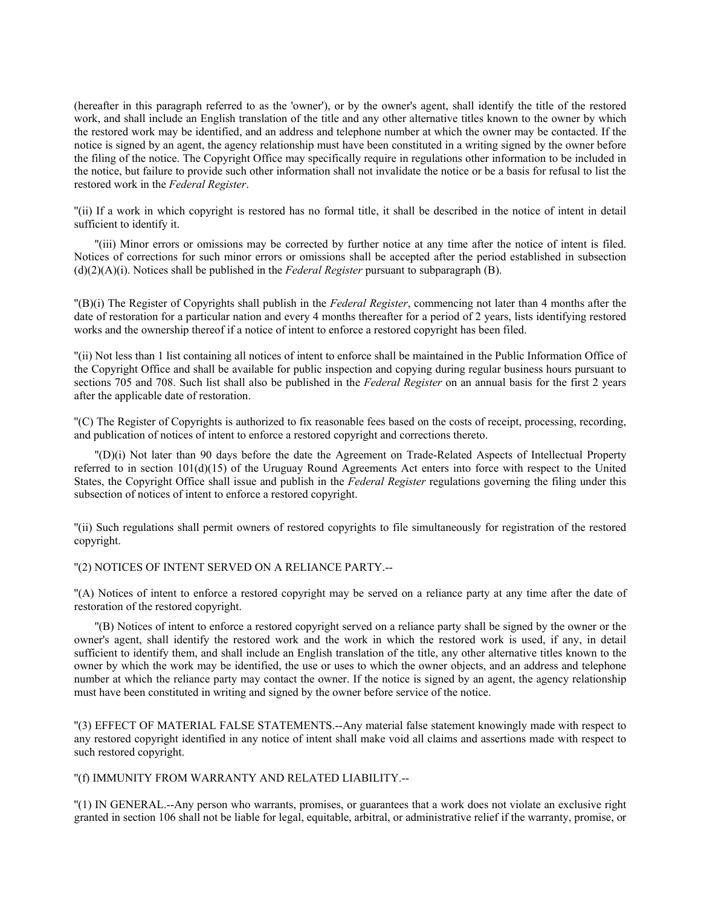(hereafter in this paragraph referred to as the 'owner'), or by the owner's agent, shall identify the title of the restored work, and shall include an English translation of the title and any other alternative titles known to the owner by which the restored work may be identified, and an address and telephone number at which the owner may be contacted. If the notice is signed by an agent, the agency relationship must have been constituted in a writing signed by the owner before the filing of the notice. The Copyright Office may specifically require in regulations other information to be included in the notice, but failure to provide such other information shall not invalidate the notice or be a basis for refusal to list the restored work in the *Federal Register*.

"(ii) If a work in which copyright is restored has no formal title, it shall be described in the notice of intent in detail sufficient to identify it.

"(iii) Minor errors or omissions may be corrected by further notice at any time after the notice of intent is filed. Notices of corrections for such minor errors or omissions shall be accepted after the period established in subsection (d)(2)(A)(i). Notices shall be published in the *Federal Register* pursuant to subparagraph (B).

"(B)(i) The Register of Copyrights shall publish in the *Federal Register*, commencing not later than 4 months after the date of restoration for a particular nation and every 4 months thereafter for a period of 2 years, lists identifying restored works and the ownership thereof if a notice of intent to enforce a restored copyright has been filed.

"(ii) Not less than 1 list containing all notices of intent to enforce shall be maintained in the Public Information Office of the Copyright Office and shall be available for public inspection and copying during regular business hours pursuant to sections 705 and 708. Such list shall also be published in the *Federal Register* on an annual basis for the first 2 years after the applicable date of restoration.

"(C) The Register of Copyrights is authorized to fix reasonable fees based on the costs of receipt, processing, recording, and publication of notices of intent to enforce a restored copyright and corrections thereto.

"(D)(i) Not later than 90 days before the date the Agreement on Trade-Related Aspects of Intellectual Property referred to in section 101(d)(15) of the Uruguay Round Agreements Act enters into force with respect to the United States, the Copyright Office shall issue and publish in the *Federal Register* regulations governing the filing under this subsection of notices of intent to enforce a restored copyright.

"(ii) Such regulations shall permit owners of restored copyrights to file simultaneously for registration of the restored copyright.

"(2) NOTICES OF INTENT SERVED ON A RELIANCE PARTY.--

"(A) Notices of intent to enforce a restored copyright may be served on a reliance party at any time after the date of restoration of the restored copyright.

"(B) Notices of intent to enforce a restored copyright served on a reliance party shall be signed by the owner or the owner's agent, shall identify the restored work and the work in which the restored work is used, if any, in detail sufficient to identify them, and shall include an English translation of the title, any other alternative titles known to the owner by which the work may be identified, the use or uses to which the owner objects, and an address and telephone number at which the reliance party may contact the owner. If the notice is signed by an agent, the agency relationship must have been constituted in writing and signed by the owner before service of the notice.

"(3) EFFECT OF MATERIAL FALSE STATEMENTS.--Any material false statement knowingly made with respect to any restored copyright identified in any notice of intent shall make void all claims and assertions made with respect to such restored copyright.

"(f) IMMUNITY FROM WARRANTY AND RELATED LIABILITY.--

"(1) IN GENERAL.--Any person who warrants, promises, or guarantees that a work does not violate an exclusive right granted in section 106 shall not be liable for legal, equitable, arbitral, or administrative relief if the warranty, promise, or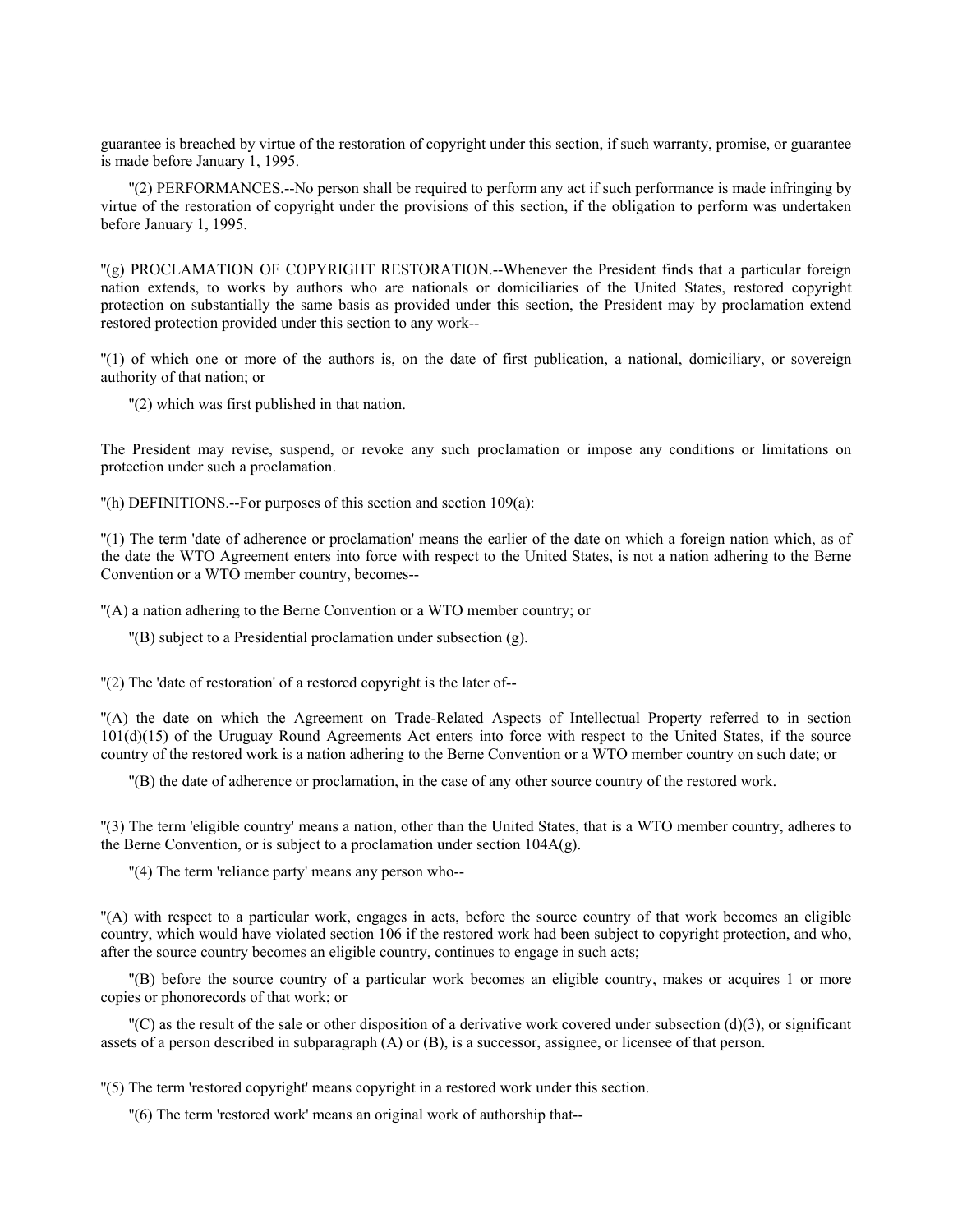guarantee is breached by virtue of the restoration of copyright under this section, if such warranty, promise, or guarantee is made before January 1, 1995.

"(2) PERFORMANCES.--No person shall be required to perform any act if such performance is made infringing by virtue of the restoration of copyright under the provisions of this section, if the obligation to perform was undertaken before January 1, 1995.

"(g) PROCLAMATION OF COPYRIGHT RESTORATION.--Whenever the President finds that a particular foreign nation extends, to works by authors who are nationals or domiciliaries of the United States, restored copyright protection on substantially the same basis as provided under this section, the President may by proclamation extend restored protection provided under this section to any work--

"(1) of which one or more of the authors is, on the date of first publication, a national, domiciliary, or sovereign authority of that nation; or

"(2) which was first published in that nation.

The President may revise, suspend, or revoke any such proclamation or impose any conditions or limitations on protection under such a proclamation.

"(h) DEFINITIONS.--For purposes of this section and section 109(a):

"(1) The term 'date of adherence or proclamation' means the earlier of the date on which a foreign nation which, as of the date the WTO Agreement enters into force with respect to the United States, is not a nation adhering to the Berne Convention or a WTO member country, becomes--

"(A) a nation adhering to the Berne Convention or a WTO member country; or

"(B) subject to a Presidential proclamation under subsection (g).

"(2) The 'date of restoration' of a restored copyright is the later of--

"(A) the date on which the Agreement on Trade-Related Aspects of Intellectual Property referred to in section 101(d)(15) of the Uruguay Round Agreements Act enters into force with respect to the United States, if the source country of the restored work is a nation adhering to the Berne Convention or a WTO member country on such date; or

"(B) the date of adherence or proclamation, in the case of any other source country of the restored work.

"(3) The term 'eligible country' means a nation, other than the United States, that is a WTO member country, adheres to the Berne Convention, or is subject to a proclamation under section 104A(g).

"(4) The term 'reliance party' means any person who--

"(A) with respect to a particular work, engages in acts, before the source country of that work becomes an eligible country, which would have violated section 106 if the restored work had been subject to copyright protection, and who, after the source country becomes an eligible country, continues to engage in such acts;

"(B) before the source country of a particular work becomes an eligible country, makes or acquires 1 or more copies or phonorecords of that work; or

"(C) as the result of the sale or other disposition of a derivative work covered under subsection (d)(3), or significant assets of a person described in subparagraph (A) or (B), is a successor, assignee, or licensee of that person.

"(5) The term 'restored copyright' means copyright in a restored work under this section.

"(6) The term 'restored work' means an original work of authorship that--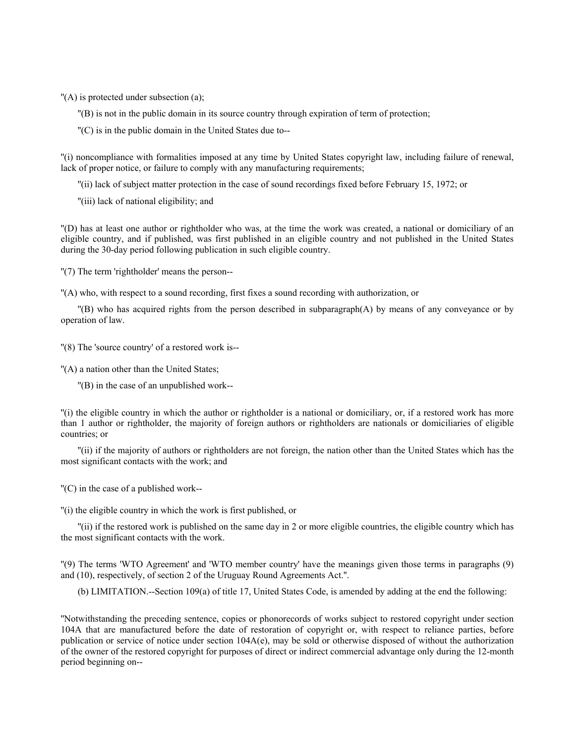"(A) is protected under subsection (a);

"(B) is not in the public domain in its source country through expiration of term of protection;

"(C) is in the public domain in the United States due to--

"(i) noncompliance with formalities imposed at any time by United States copyright law, including failure of renewal, lack of proper notice, or failure to comply with any manufacturing requirements;

"(ii) lack of subject matter protection in the case of sound recordings fixed before February 15, 1972; or

"(iii) lack of national eligibility; and

"(D) has at least one author or rightholder who was, at the time the work was created, a national or domiciliary of an eligible country, and if published, was first published in an eligible country and not published in the United States during the 30-day period following publication in such eligible country.

"(7) The term 'rightholder' means the person--

"(A) who, with respect to a sound recording, first fixes a sound recording with authorization, or

"(B) who has acquired rights from the person described in subparagraph(A) by means of any conveyance or by operation of law.

"(8) The 'source country' of a restored work is--

"(A) a nation other than the United States;

"(B) in the case of an unpublished work--

"(i) the eligible country in which the author or rightholder is a national or domiciliary, or, if a restored work has more than 1 author or rightholder, the majority of foreign authors or rightholders are nationals or domiciliaries of eligible countries; or

"(ii) if the majority of authors or rightholders are not foreign, the nation other than the United States which has the most significant contacts with the work; and

"(C) in the case of a published work--

"(i) the eligible country in which the work is first published, or

"(ii) if the restored work is published on the same day in 2 or more eligible countries, the eligible country which has the most significant contacts with the work.

"(9) The terms 'WTO Agreement' and 'WTO member country' have the meanings given those terms in paragraphs (9) and (10), respectively, of section 2 of the Uruguay Round Agreements Act.".

(b) LIMITATION.--Section 109(a) of title 17, United States Code, is amended by adding at the end the following:

"Notwithstanding the preceding sentence, copies or phonorecords of works subject to restored copyright under section 104A that are manufactured before the date of restoration of copyright or, with respect to reliance parties, before publication or service of notice under section 104A(e), may be sold or otherwise disposed of without the authorization of the owner of the restored copyright for purposes of direct or indirect commercial advantage only during the 12-month period beginning on--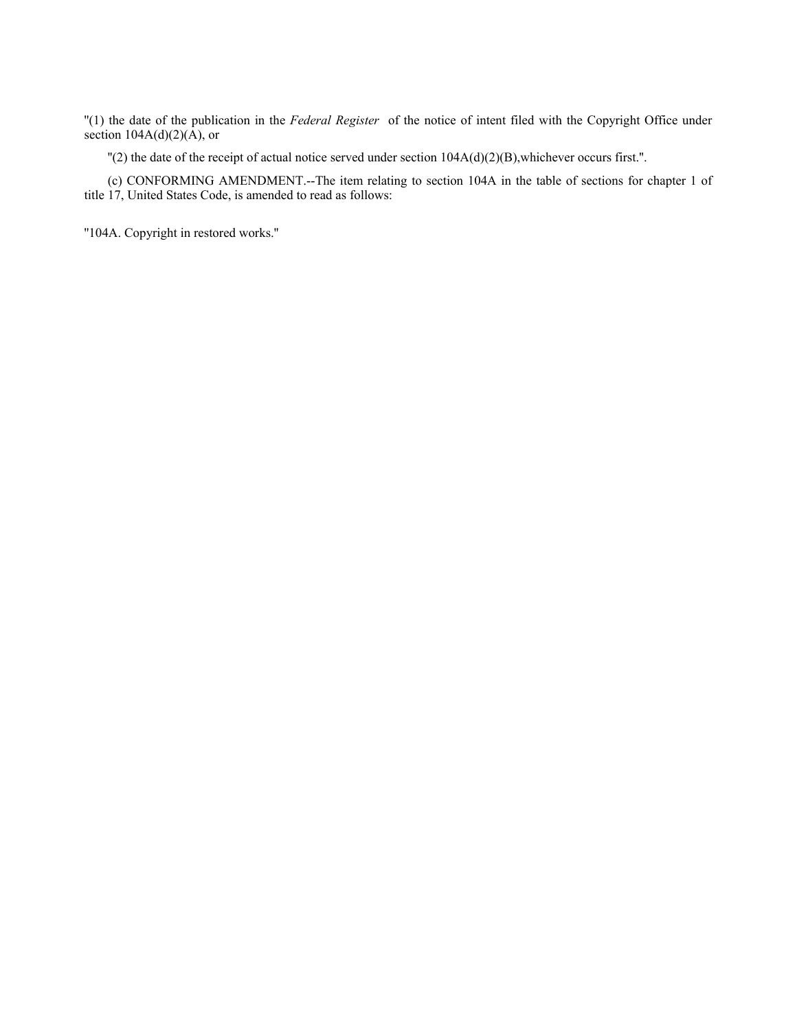"(1) the date of the publication in the *Federal Register* of the notice of intent filed with the Copyright Office under section 104A(d)(2)(A), or

"(2) the date of the receipt of actual notice served under section 104A(d)(2)(B),whichever occurs first.".

(c) CONFORMING AMENDMENT.--The item relating to section 104A in the table of sections for chapter 1 of title 17, United States Code, is amended to read as follows:

"104A. Copyright in restored works."